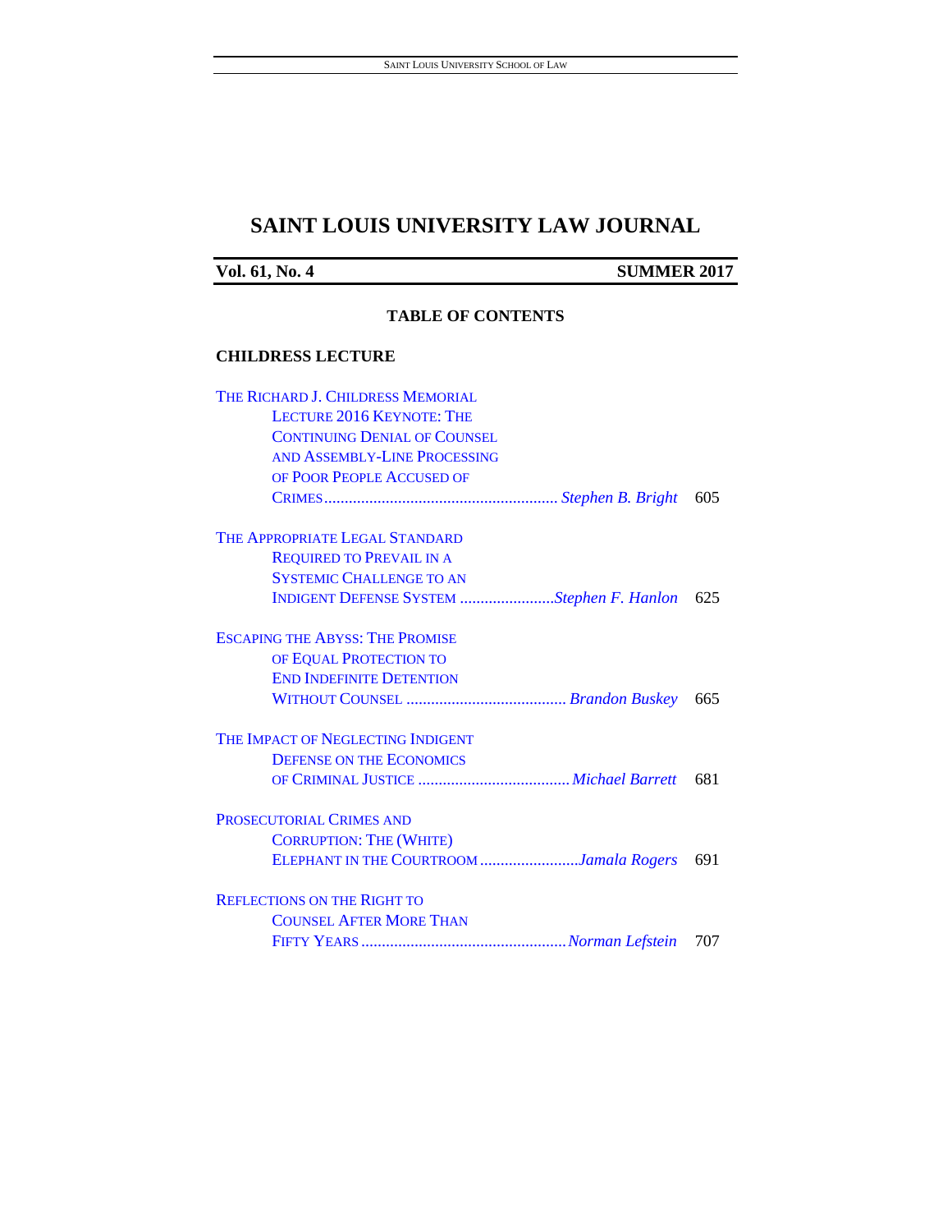# SAINT LOUIS UNIVERSITY LAW JOURNAL

**Vol. 61, No. 4** **SUMMER 2017**

## TABLE OF CONTENTS

### CHILDRESS LECTURE

THE RICHARD J. CHILDRESS MEMORIAL LECTURE 2016 KEYNOTE: THE CONTINUING DENIAL OF COUNSEL AND ASSEMBLY-LINE PROCESSING OF POOR PEOPLE ACCUSED OF CRIMES ........ *Stephen B. Bright* 605

THE APPROPRIATE LEGAL STANDARD REQUIRED TO PREVAIL IN A SYSTEMIC CHALLENGE TO AN INDIGENT DEFENSE SYSTEM ........ *Stephen F. Hanlon* 625

ESCAPING THE ABYSS: THE PROMISE OF EQUAL PROTECTION TO END INDEFINITE DETENTION WITHOUT COUNSEL ........ *Brandon Buskey* 665

THE IMPACT OF NEGLECTING INDIGENT DEFENSE ON THE ECONOMICS OF CRIMINAL JUSTICE ........ *Michael Barrett* 681

PROSECUTORIAL CRIMES AND CORRUPTION: THE (WHITE) ELEPHANT IN THE COURTROOM ........ *Jamala Rogers* 691

REFLECTIONS ON THE RIGHT TO COUNSEL AFTER MORE THAN FIFTY YEARS ........ *Norman Lefstein* 707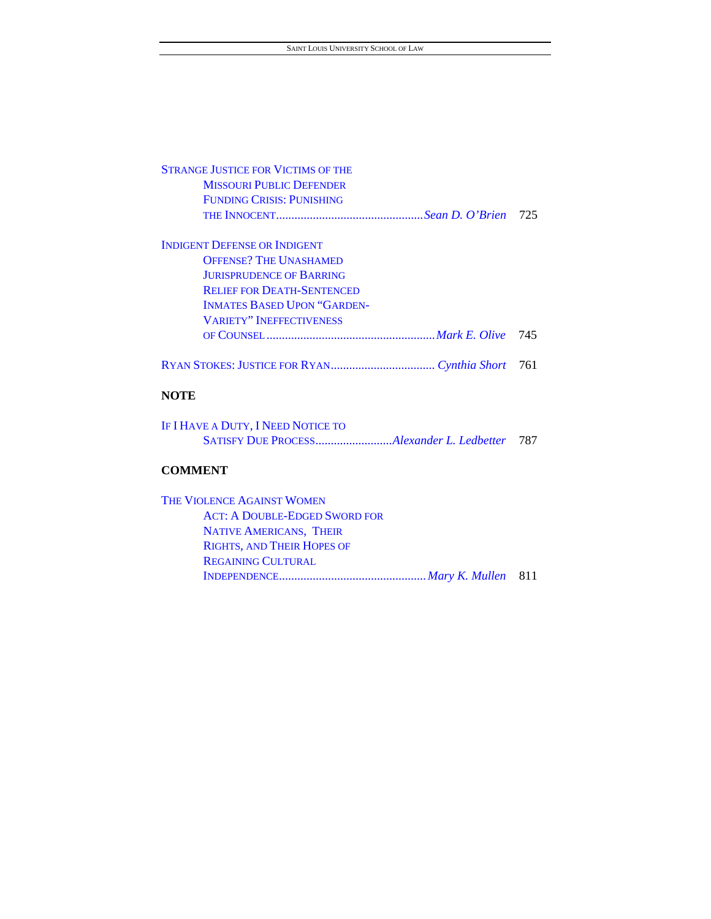STRANGE JUSTICE FOR VICTIMS OF THE MISSOURI PUBLIC DEFENDER FUNDING CRISIS: PUNISHING THE INNOCENT................................................*Sean D. O'Brien* 725

INDIGENT DEFENSE OR INDIGENT OFFENSE? THE UNASHAMED JURISPRUDENCE OF BARRING RELIEF FOR DEATH-SENTENCED INMATES BASED UPON "GARDEN-VARIETY" INEFFECTIVENESS OF COUNSEL.......................................................*Mark E. Olive* 745

RYAN STOKES: JUSTICE FOR RYAN.................................. *Cynthia Short* 761

**NOTE**

IF I HAVE A DUTY, I NEED NOTICE TO SATISFY DUE PROCESS.........................*Alexander L. Ledbetter* 787

**COMMENT**

THE VIOLENCE AGAINST WOMEN ACT: A DOUBLE-EDGED SWORD FOR NATIVE AMERICANS, THEIR RIGHTS, AND THEIR HOPES OF REGAINING CULTURAL INDEPENDENCE................................................*Mary K. Mullen* 811